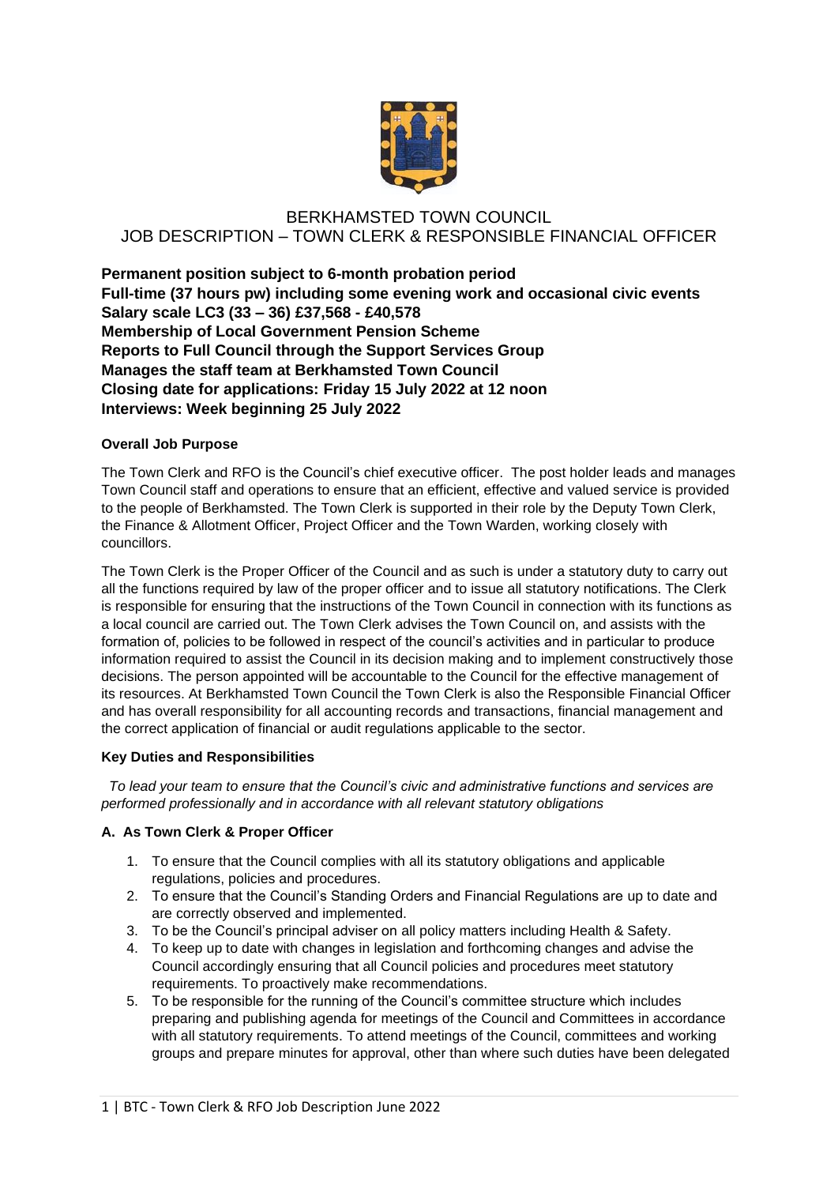# BERKHAMSTED TOWN COUNCIL
## JOB DESCRIPTION – TOWN CLERK & RESPONSIBLE FINANCIAL OFFICER

**Permanent position subject to 6-month probation period**
**Full-time (37 hours pw) including some evening work and occasional civic events**
**Salary scale LC3 (33 – 36) £37,568 - £40,578**
**Membership of Local Government Pension Scheme**
**Reports to Full Council through the Support Services Group**
**Manages the staff team at Berkhamsted Town Council**
**Closing date for applications: Friday 15 July 2022 at 12 noon**
**Interviews: Week beginning 25 July 2022**

**Overall Job Purpose**

The Town Clerk and RFO is the Council's chief executive officer. The post holder leads and manages Town Council staff and operations to ensure that an efficient, effective and valued service is provided to the people of Berkhamsted. The Town Clerk is supported in their role by the Deputy Town Clerk, the Finance & Allotment Officer, Project Officer and the Town Warden, working closely with councillors.

The Town Clerk is the Proper Officer of the Council and as such is under a statutory duty to carry out all the functions required by law of the proper officer and to issue all statutory notifications. The Clerk is responsible for ensuring that the instructions of the Town Council in connection with its functions as a local council are carried out. The Town Clerk advises the Town Council on, and assists with the formation of, policies to be followed in respect of the council's activities and in particular to produce information required to assist the Council in its decision making and to implement constructively those decisions. The person appointed will be accountable to the Council for the effective management of its resources. At Berkhamsted Town Council the Town Clerk is also the Responsible Financial Officer and has overall responsibility for all accounting records and transactions, financial management and the correct application of financial or audit regulations applicable to the sector.

**Key Duties and Responsibilities**

*To lead your team to ensure that the Council's civic and administrative functions and services are performed professionally and in accordance with all relevant statutory obligations*

**A. As Town Clerk & Proper Officer**

1. To ensure that the Council complies with all its statutory obligations and applicable regulations, policies and procedures.
2. To ensure that the Council's Standing Orders and Financial Regulations are up to date and are correctly observed and implemented.
3. To be the Council's principal adviser on all policy matters including Health & Safety.
4. To keep up to date with changes in legislation and forthcoming changes and advise the Council accordingly ensuring that all Council policies and procedures meet statutory requirements. To proactively make recommendations.
5. To be responsible for the running of the Council's committee structure which includes preparing and publishing agenda for meetings of the Council and Committees in accordance with all statutory requirements. To attend meetings of the Council, committees and working groups and prepare minutes for approval, other than where such duties have been delegated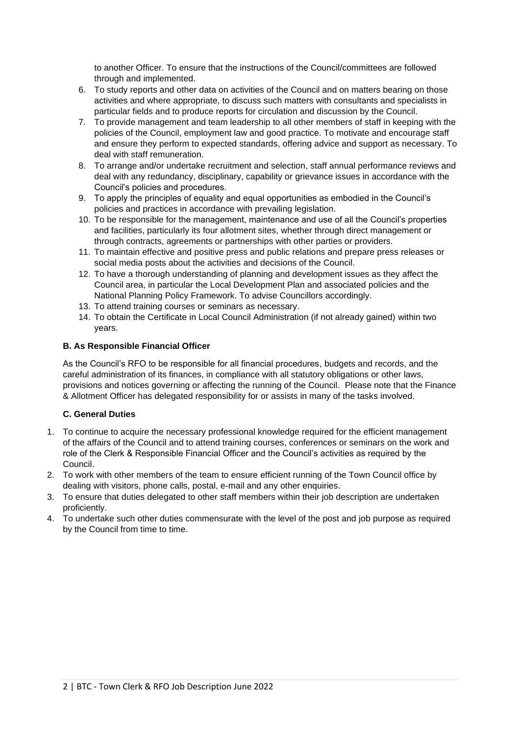to another Officer. To ensure that the instructions of the Council/committees are followed through and implemented.

6. To study reports and other data on activities of the Council and on matters bearing on those activities and where appropriate, to discuss such matters with consultants and specialists in particular fields and to produce reports for circulation and discussion by the Council.
7. To provide management and team leadership to all other members of staff in keeping with the policies of the Council, employment law and good practice. To motivate and encourage staff and ensure they perform to expected standards, offering advice and support as necessary. To deal with staff remuneration.
8. To arrange and/or undertake recruitment and selection, staff annual performance reviews and deal with any redundancy, disciplinary, capability or grievance issues in accordance with the Council's policies and procedures.
9. To apply the principles of equality and equal opportunities as embodied in the Council's policies and practices in accordance with prevailing legislation.
10. To be responsible for the management, maintenance and use of all the Council's properties and facilities, particularly its four allotment sites, whether through direct management or through contracts, agreements or partnerships with other parties or providers.
11. To maintain effective and positive press and public relations and prepare press releases or social media posts about the activities and decisions of the Council.
12. To have a thorough understanding of planning and development issues as they affect the Council area, in particular the Local Development Plan and associated policies and the National Planning Policy Framework. To advise Councillors accordingly.
13. To attend training courses or seminars as necessary.
14. To obtain the Certificate in Local Council Administration (if not already gained) within two years.

**B. As Responsible Financial Officer**

As the Council's RFO to be responsible for all financial procedures, budgets and records, and the careful administration of its finances, in compliance with all statutory obligations or other laws, provisions and notices governing or affecting the running of the Council. Please note that the Finance & Allotment Officer has delegated responsibility for or assists in many of the tasks involved.

**C. General Duties**

1. To continue to acquire the necessary professional knowledge required for the efficient management of the affairs of the Council and to attend training courses, conferences or seminars on the work and role of the Clerk & Responsible Financial Officer and the Council's activities as required by the Council.
2. To work with other members of the team to ensure efficient running of the Town Council office by dealing with visitors, phone calls, postal, e-mail and any other enquiries.
3. To ensure that duties delegated to other staff members within their job description are undertaken proficiently.
4. To undertake such other duties commensurate with the level of the post and job purpose as required by the Council from time to time.